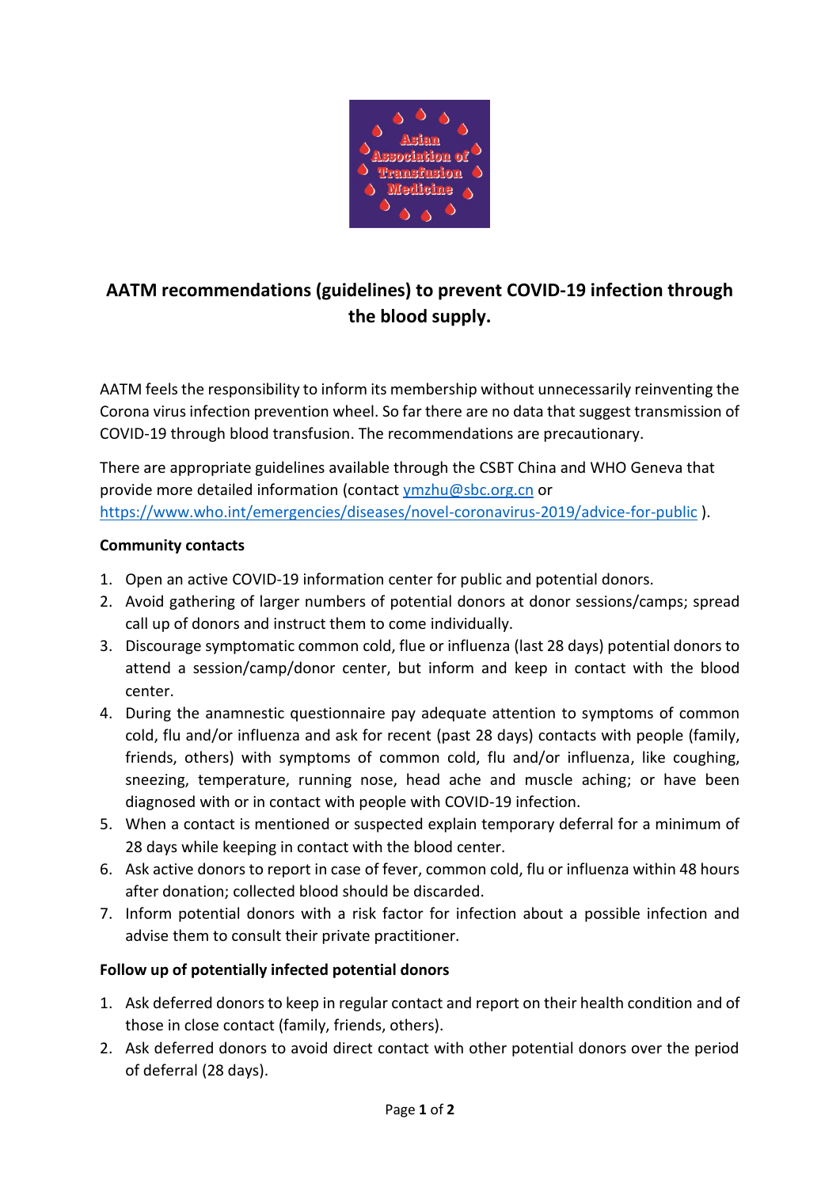# AATM recommendations (guidelines) to prevent COVID-19 infection through the blood supply.

AATM feels the responsibility to inform its membership without unnecessarily reinventing the Corona virus infection prevention wheel. So far there are no data that suggest transmission of COVID-19 through blood transfusion. The recommendations are precautionary.

There are appropriate guidelines available through the CSBT China and WHO Geneva that provide more detailed information (contact ymzhu@sbc.org.cn or https://www.who.int/emergencies/diseases/novel-coronavirus-2019/advice-for-public ).

**Community contacts**

1. Open an active COVID-19 information center for public and potential donors.
2. Avoid gathering of larger numbers of potential donors at donor sessions/camps; spread call up of donors and instruct them to come individually.
3. Discourage symptomatic common cold, flue or influenza (last 28 days) potential donors to attend a session/camp/donor center, but inform and keep in contact with the blood center.
4. During the anamnestic questionnaire pay adequate attention to symptoms of common cold, flu and/or influenza and ask for recent (past 28 days) contacts with people (family, friends, others) with symptoms of common cold, flu and/or influenza, like coughing, sneezing, temperature, running nose, head ache and muscle aching; or have been diagnosed with or in contact with people with COVID-19 infection.
5. When a contact is mentioned or suspected explain temporary deferral for a minimum of 28 days while keeping in contact with the blood center.
6. Ask active donors to report in case of fever, common cold, flu or influenza within 48 hours after donation; collected blood should be discarded.
7. Inform potential donors with a risk factor for infection about a possible infection and advise them to consult their private practitioner.

**Follow up of potentially infected potential donors**

1. Ask deferred donors to keep in regular contact and report on their health condition and of those in close contact (family, friends, others).
2. Ask deferred donors to avoid direct contact with other potential donors over the period of deferral (28 days).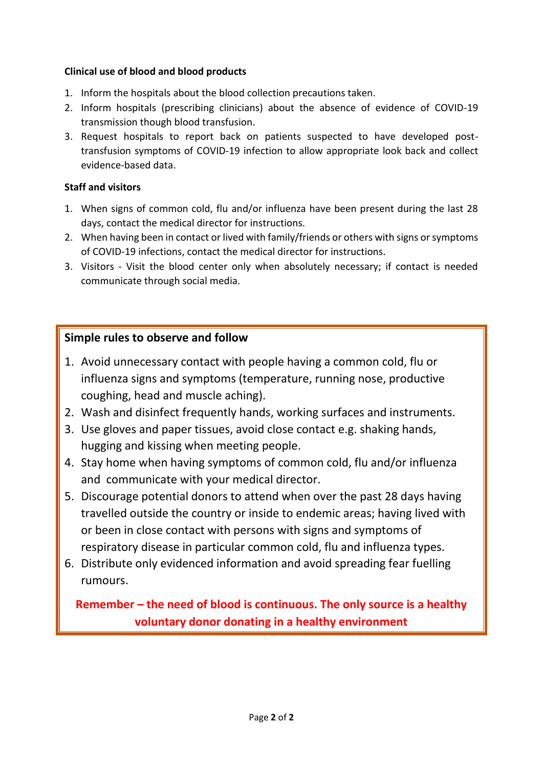**Clinical use of blood and blood products**

1. Inform the hospitals about the blood collection precautions taken.
2. Inform hospitals (prescribing clinicians) about the absence of evidence of COVID-19 transmission though blood transfusion.
3. Request hospitals to report back on patients suspected to have developed post-transfusion symptoms of COVID-19 infection to allow appropriate look back and collect evidence-based data.

**Staff and visitors**

1. When signs of common cold, flu and/or influenza have been present during the last 28 days, contact the medical director for instructions.
2. When having been in contact or lived with family/friends or others with signs or symptoms of COVID-19 infections, contact the medical director for instructions.
3. Visitors - Visit the blood center only when absolutely necessary; if contact is needed communicate through social media.

## Simple rules to observe and follow

1. Avoid unnecessary contact with people having a common cold, flu or influenza signs and symptoms (temperature, running nose, productive coughing, head and muscle aching).
2. Wash and disinfect frequently hands, working surfaces and instruments.
3. Use gloves and paper tissues, avoid close contact e.g. shaking hands, hugging and kissing when meeting people.
4. Stay home when having symptoms of common cold, flu and/or influenza and communicate with your medical director.
5. Discourage potential donors to attend when over the past 28 days having travelled outside the country or inside to endemic areas; having lived with or been in close contact with persons with signs and symptoms of respiratory disease in particular common cold, flu and influenza types.
6. Distribute only evidenced information and avoid spreading fear fuelling rumours.

**Remember – the need of blood is continuous. The only source is a healthy voluntary donor donating in a healthy environment**